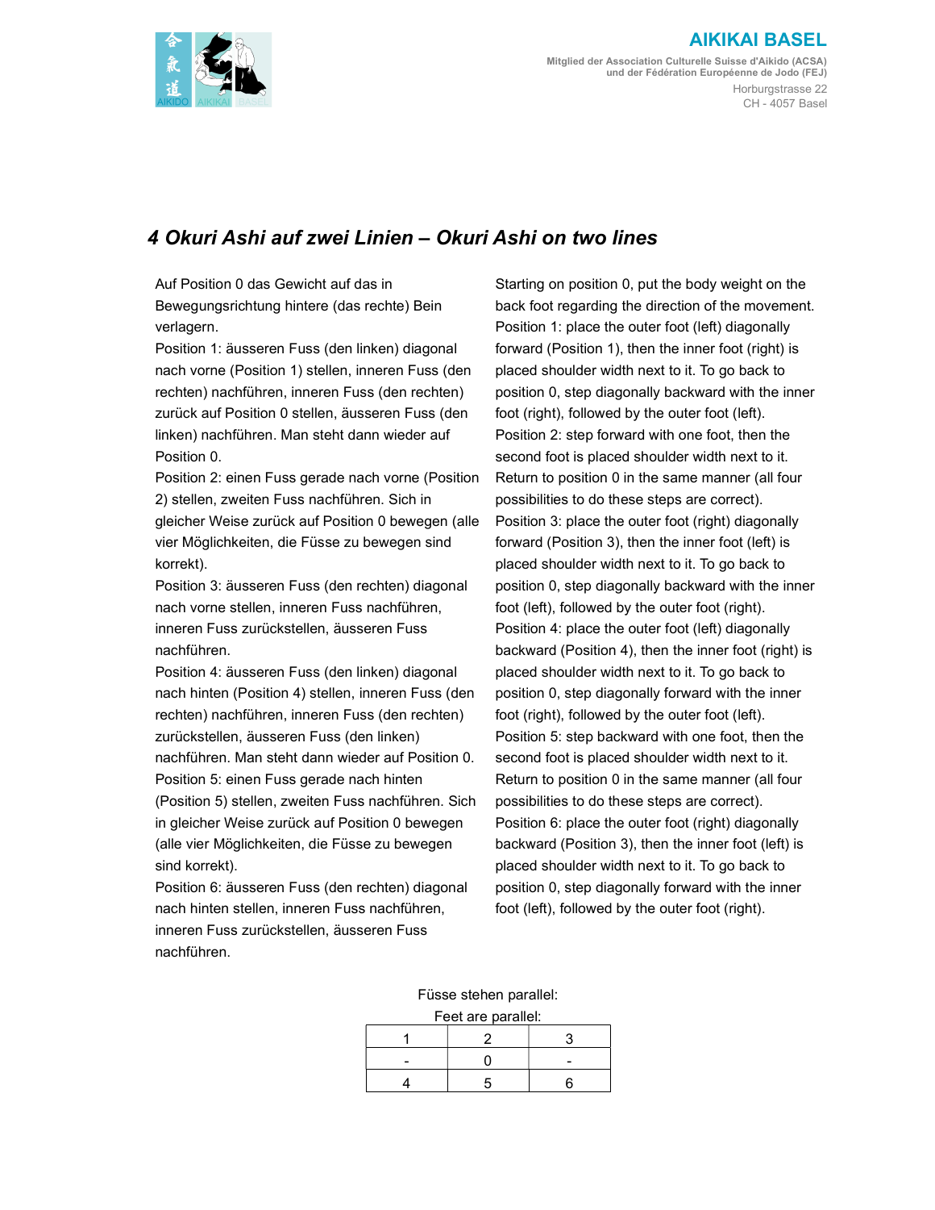AIKIKAI BASEL

Mitglied der Association Culturelle Suisse d'Aikido (ACSA)
und der Fédération Européenne de Jodo (FEJ)

Horburgstrasse 22
CH - 4057 Basel

## *4 Okuri Ashi auf zwei Linien – Okuri Ashi on two lines*

Auf Position 0 das Gewicht auf das in Bewegungsrichtung hintere (das rechte) Bein verlagern.

Position 1: äusseren Fuss (den linken) diagonal nach vorne (Position 1) stellen, inneren Fuss (den rechten) nachführen, inneren Fuss (den rechten) zurück auf Position 0 stellen, äusseren Fuss (den linken) nachführen. Man steht dann wieder auf Position 0.

Position 2: einen Fuss gerade nach vorne (Position 2) stellen, zweiten Fuss nachführen. Sich in gleicher Weise zurück auf Position 0 bewegen (alle vier Möglichkeiten, die Füsse zu bewegen sind korrekt).

Position 3: äusseren Fuss (den rechten) diagonal nach vorne stellen, inneren Fuss nachführen, inneren Fuss zurückstellen, äusseren Fuss nachführen.

Position 4: äusseren Fuss (den linken) diagonal nach hinten (Position 4) stellen, inneren Fuss (den rechten) nachführen, inneren Fuss (den rechten) zurückstellen, äusseren Fuss (den linken) nachführen. Man steht dann wieder auf Position 0.

Position 5: einen Fuss gerade nach hinten (Position 5) stellen, zweiten Fuss nachführen. Sich in gleicher Weise zurück auf Position 0 bewegen (alle vier Möglichkeiten, die Füsse zu bewegen sind korrekt).

Position 6: äusseren Fuss (den rechten) diagonal nach hinten stellen, inneren Fuss nachführen, inneren Fuss zurückstellen, äusseren Fuss nachführen.

Starting on position 0, put the body weight on the back foot regarding the direction of the movement.

Position 1: place the outer foot (left) diagonally forward (Position 1), then the inner foot (right) is placed shoulder width next to it. To go back to position 0, step diagonally backward with the inner foot (right), followed by the outer foot (left).

Position 2: step forward with one foot, then the second foot is placed shoulder width next to it. Return to position 0 in the same manner (all four possibilities to do these steps are correct).

Position 3: place the outer foot (right) diagonally forward (Position 3), then the inner foot (left) is placed shoulder width next to it. To go back to position 0, step diagonally backward with the inner foot (left), followed by the outer foot (right).

Position 4: place the outer foot (left) diagonally backward (Position 4), then the inner foot (right) is placed shoulder width next to it. To go back to position 0, step diagonally forward with the inner foot (right), followed by the outer foot (left).

Position 5: step backward with one foot, then the second foot is placed shoulder width next to it. Return to position 0 in the same manner (all four possibilities to do these steps are correct).

Position 6: place the outer foot (right) diagonally backward (Position 3), then the inner foot (left) is placed shoulder width next to it. To go back to position 0, step diagonally forward with the inner foot (left), followed by the outer foot (right).

Füsse stehen parallel:
Feet are parallel:

| | | |
|---|---|---|
| 1 | 2 | 3 |
| - | 0 | - |
| 4 | 5 | 6 |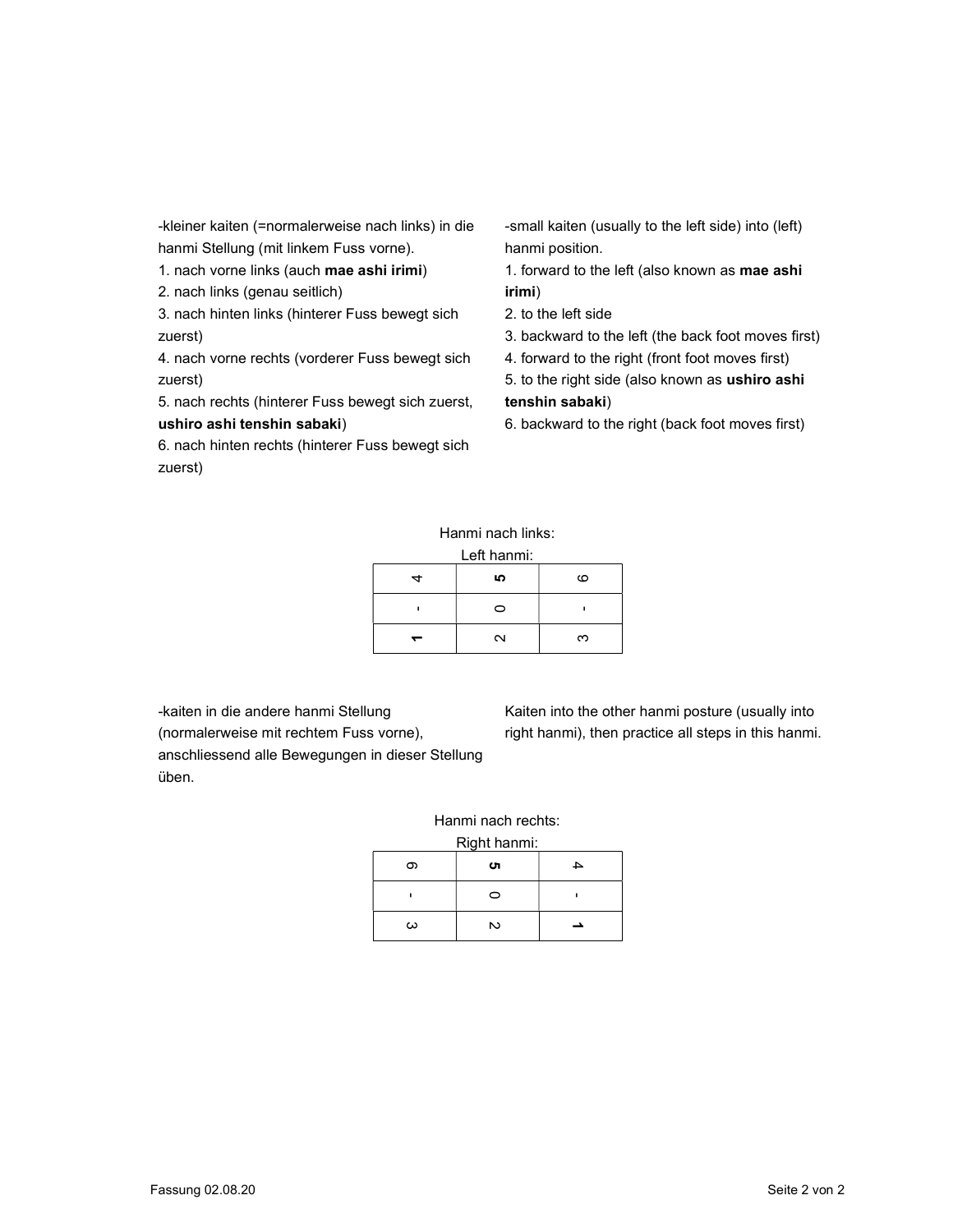-kleiner kaiten (=normalerweise nach links) in die hanmi Stellung (mit linkem Fuss vorne).

1. nach vorne links (auch **mae ashi irimi**)
2. nach links (genau seitlich)
3. nach hinten links (hinterer Fuss bewegt sich zuerst)
4. nach vorne rechts (vorderer Fuss bewegt sich zuerst)
5. nach rechts (hinterer Fuss bewegt sich zuerst, **ushiro ashi tenshin sabaki**)
6. nach hinten rechts (hinterer Fuss bewegt sich zuerst)

-small kaiten (usually to the left side) into (left) hanmi position.

1. forward to the left (also known as **mae ashi irimi**)
2. to the left side
3. backward to the left (the back foot moves first)
4. forward to the right (front foot moves first)
5. to the right side (also known as **ushiro ashi tenshin sabaki**)
6. backward to the right (back foot moves first)

Hanmi nach links:
Left hanmi:

| | | |
|---|---|---|
| 4 | 5 | 6 |
| - | 0 | - |
| 1 | 2 | 3 |

-kaiten in die andere hanmi Stellung (normalerweise mit rechtem Fuss vorne), anschliessend alle Bewegungen in dieser Stellung üben.

Kaiten into the other hanmi posture (usually into right hanmi), then practice all steps in this hanmi.

Hanmi nach rechts:
Right hanmi:

| | | |
|---|---|---|
| 6 | 5 | 4 |
| - | 0 | - |
| 3 | 2 | 1 |

Fassung 02.08.20